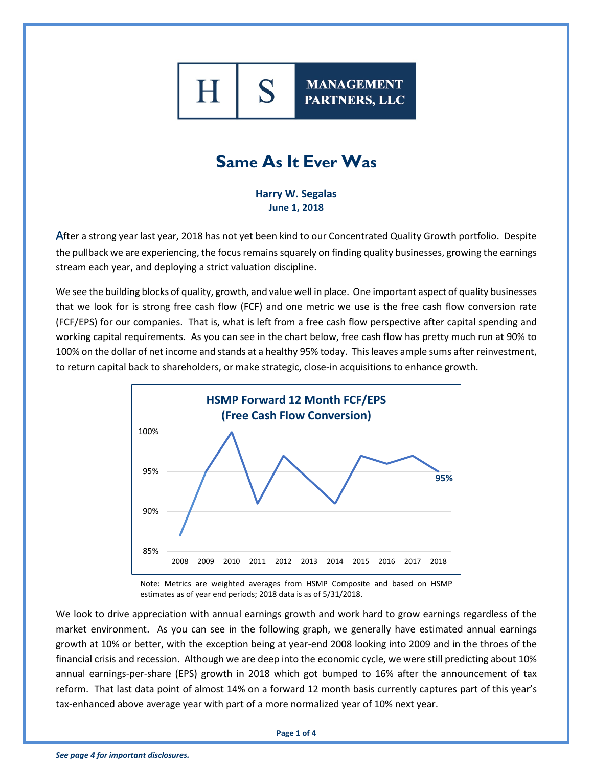H | S MANAGEMENT PARTNERS, LLC

# Same As It Ever Was

**Harry W. Segalas**
**June 1, 2018**

After a strong year last year, 2018 has not yet been kind to our Concentrated Quality Growth portfolio. Despite the pullback we are experiencing, the focus remains squarely on finding quality businesses, growing the earnings stream each year, and deploying a strict valuation discipline.

We see the building blocks of quality, growth, and value well in place. One important aspect of quality businesses that we look for is strong free cash flow (FCF) and one metric we use is the free cash flow conversion rate (FCF/EPS) for our companies. That is, what is left from a free cash flow perspective after capital spending and working capital requirements. As you can see in the chart below, free cash flow has pretty much run at 90% to 100% on the dollar of net income and stands at a healthy 95% today. This leaves ample sums after reinvestment, to return capital back to shareholders, or make strategic, close-in acquisitions to enhance growth.

**HSMP Forward 12 Month FCF/EPS**
**(Free Cash Flow Conversion)**

100%
95%
90%
85%

2008 2009 2010 2011 2012 2013 2014 2015 2016 2017 2018

95%

Note: Metrics are weighted averages from HSMP Composite and based on HSMP estimates as of year end periods; 2018 data is as of 5/31/2018.

We look to drive appreciation with annual earnings growth and work hard to grow earnings regardless of the market environment. As you can see in the following graph, we generally have estimated annual earnings growth at 10% or better, with the exception being at year-end 2008 looking into 2009 and in the throes of the financial crisis and recession. Although we are deep into the economic cycle, we were still predicting about 10% annual earnings-per-share (EPS) growth in 2018 which got bumped to 16% after the announcement of tax reform. That last data point of almost 14% on a forward 12 month basis currently captures part of this year's tax-enhanced above average year with part of a more normalized year of 10% next year.

*See page 4 for important disclosures.*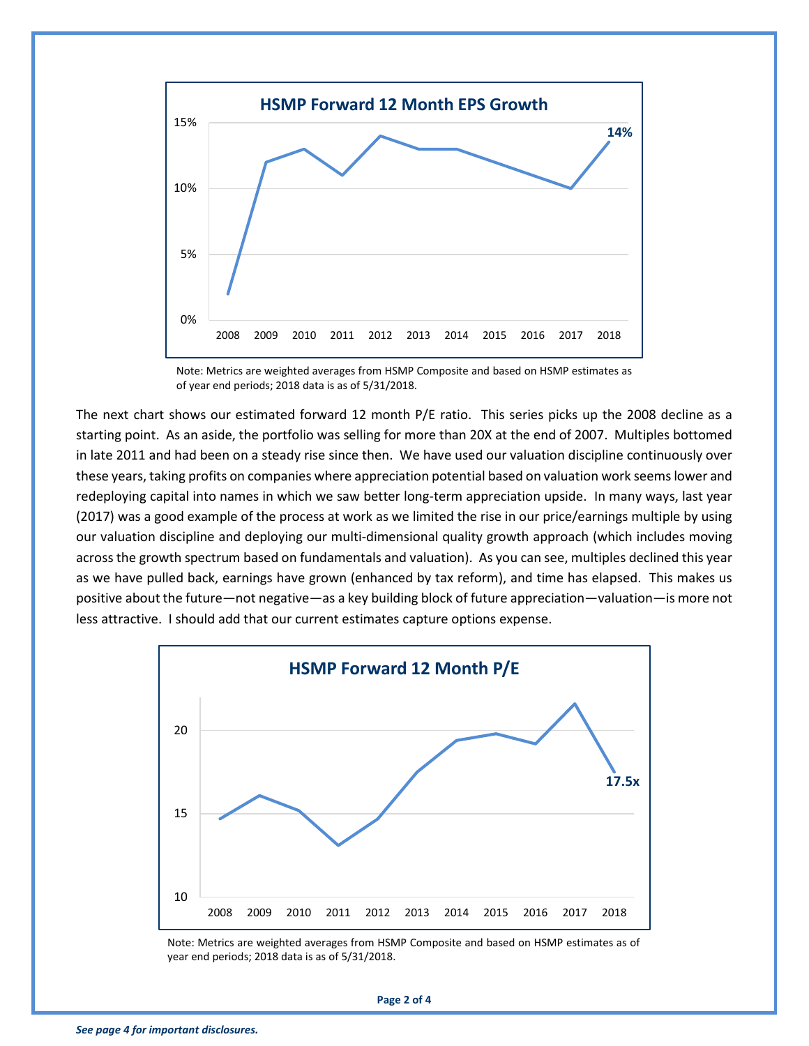**HSMP Forward 12 Month EPS Growth**

15%
10%
5%
0%
2008 2009 2010 2011 2012 2013 2014 2015 2016 2017 2018
14%

Note: Metrics are weighted averages from HSMP Composite and based on HSMP estimates as of year end periods; 2018 data is as of 5/31/2018.

The next chart shows our estimated forward 12 month P/E ratio. This series picks up the 2008 decline as a starting point. As an aside, the portfolio was selling for more than 20X at the end of 2007. Multiples bottomed in late 2011 and had been on a steady rise since then. We have used our valuation discipline continuously over these years, taking profits on companies where appreciation potential based on valuation work seems lower and redeploying capital into names in which we saw better long-term appreciation upside. In many ways, last year (2017) was a good example of the process at work as we limited the rise in our price/earnings multiple by using our valuation discipline and deploying our multi-dimensional quality growth approach (which includes moving across the growth spectrum based on fundamentals and valuation). As you can see, multiples declined this year as we have pulled back, earnings have grown (enhanced by tax reform), and time has elapsed. This makes us positive about the future—not negative—as a key building block of future appreciation—valuation—is more not less attractive. I should add that our current estimates capture options expense.

**HSMP Forward 12 Month P/E**

20
15
10
2008 2009 2010 2011 2012 2013 2014 2015 2016 2017 2018
17.5x

Note: Metrics are weighted averages from HSMP Composite and based on HSMP estimates as of year end periods; 2018 data is as of 5/31/2018.

*See page 4 for important disclosures.*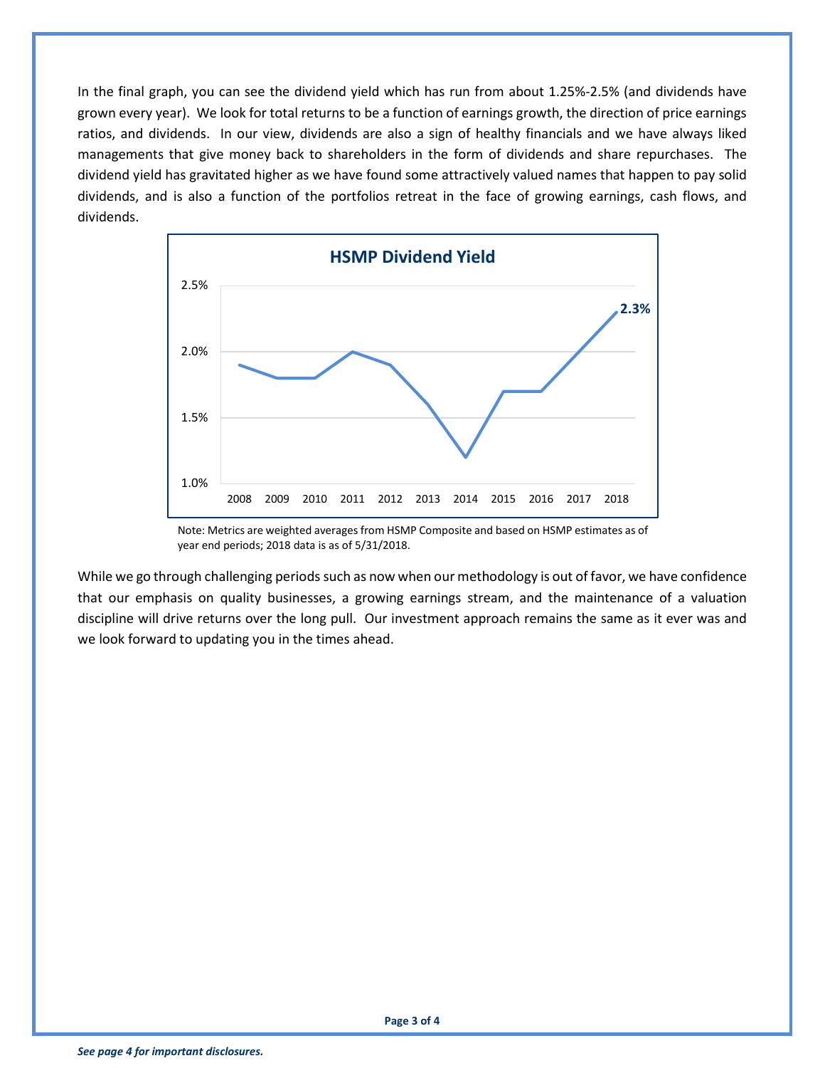In the final graph, you can see the dividend yield which has run from about 1.25%-2.5% (and dividends have grown every year). We look for total returns to be a function of earnings growth, the direction of price earnings ratios, and dividends. In our view, dividends are also a sign of healthy financials and we have always liked managements that give money back to shareholders in the form of dividends and share repurchases. The dividend yield has gravitated higher as we have found some attractively valued names that happen to pay solid dividends, and is also a function of the portfolios retreat in the face of growing earnings, cash flows, and dividends.

HSMP Dividend Yield

2.5%
2.0%
1.5%
1.0%

2008 2009 2010 2011 2012 2013 2014 2015 2016 2017 2018

2.3%

Note: Metrics are weighted averages from HSMP Composite and based on HSMP estimates as of year end periods; 2018 data is as of 5/31/2018.

While we go through challenging periods such as now when our methodology is out of favor, we have confidence that our emphasis on quality businesses, a growing earnings stream, and the maintenance of a valuation discipline will drive returns over the long pull. Our investment approach remains the same as it ever was and we look forward to updating you in the times ahead.

*See page 4 for important disclosures.*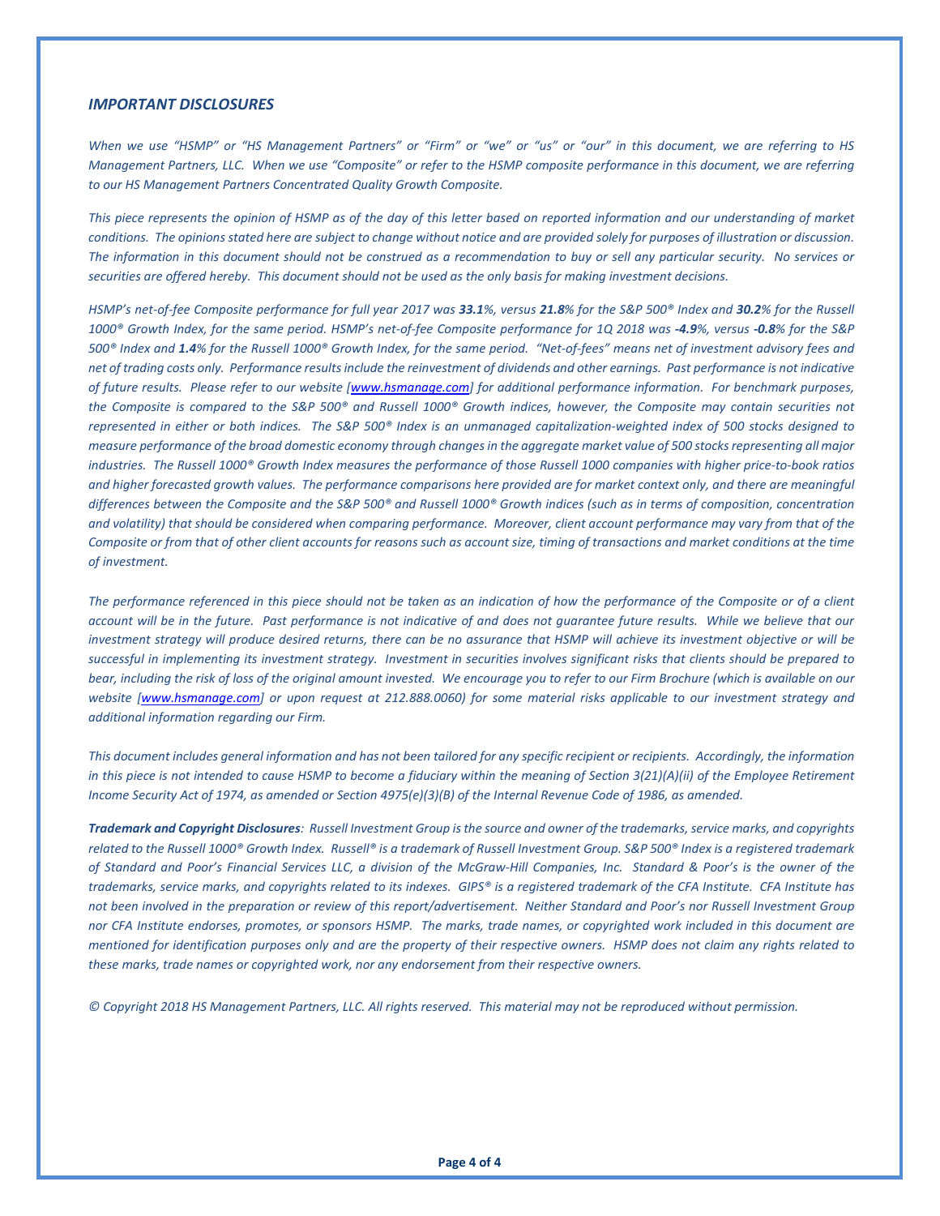## *IMPORTANT DISCLOSURES*

*When we use "HSMP" or "HS Management Partners" or "Firm" or "we" or "us" or "our" in this document, we are referring to HS Management Partners, LLC. When we use "Composite" or refer to the HSMP composite performance in this document, we are referring to our HS Management Partners Concentrated Quality Growth Composite.*

*This piece represents the opinion of HSMP as of the day of this letter based on reported information and our understanding of market conditions. The opinions stated here are subject to change without notice and are provided solely for purposes of illustration or discussion. The information in this document should not be construed as a recommendation to buy or sell any particular security. No services or securities are offered hereby. This document should not be used as the only basis for making investment decisions.*

*HSMP's net-of-fee Composite performance for full year 2017 was **33.1**%, versus **21.8**% for the S&P 500® Index and **30.2**% for the Russell 1000® Growth Index, for the same period. HSMP's net-of-fee Composite performance for 1Q 2018 was **-4.9**%, versus **-0.8**% for the S&P 500® Index and **1.4**% for the Russell 1000® Growth Index, for the same period. "Net-of-fees" means net of investment advisory fees and net of trading costs only. Performance results include the reinvestment of dividends and other earnings. Past performance is not indicative of future results. Please refer to our website [www.hsmanage.com] for additional performance information. For benchmark purposes, the Composite is compared to the S&P 500® and Russell 1000® Growth indices, however, the Composite may contain securities not represented in either or both indices. The S&P 500® Index is an unmanaged capitalization-weighted index of 500 stocks designed to measure performance of the broad domestic economy through changes in the aggregate market value of 500 stocks representing all major industries. The Russell 1000® Growth Index measures the performance of those Russell 1000 companies with higher price-to-book ratios and higher forecasted growth values. The performance comparisons here provided are for market context only, and there are meaningful differences between the Composite and the S&P 500® and Russell 1000® Growth indices (such as in terms of composition, concentration and volatility) that should be considered when comparing performance. Moreover, client account performance may vary from that of the Composite or from that of other client accounts for reasons such as account size, timing of transactions and market conditions at the time of investment.*

*The performance referenced in this piece should not be taken as an indication of how the performance of the Composite or of a client account will be in the future. Past performance is not indicative of and does not guarantee future results. While we believe that our investment strategy will produce desired returns, there can be no assurance that HSMP will achieve its investment objective or will be successful in implementing its investment strategy. Investment in securities involves significant risks that clients should be prepared to bear, including the risk of loss of the original amount invested. We encourage you to refer to our Firm Brochure (which is available on our website [www.hsmanage.com] or upon request at 212.888.0060) for some material risks applicable to our investment strategy and additional information regarding our Firm.*

*This document includes general information and has not been tailored for any specific recipient or recipients. Accordingly, the information in this piece is not intended to cause HSMP to become a fiduciary within the meaning of Section 3(21)(A)(ii) of the Employee Retirement Income Security Act of 1974, as amended or Section 4975(e)(3)(B) of the Internal Revenue Code of 1986, as amended.*

***Trademark and Copyright Disclosures**: Russell Investment Group is the source and owner of the trademarks, service marks, and copyrights related to the Russell 1000® Growth Index. Russell® is a trademark of Russell Investment Group. S&P 500® Index is a registered trademark of Standard and Poor's Financial Services LLC, a division of the McGraw-Hill Companies, Inc. Standard & Poor's is the owner of the trademarks, service marks, and copyrights related to its indexes. GIPS® is a registered trademark of the CFA Institute. CFA Institute has not been involved in the preparation or review of this report/advertisement. Neither Standard and Poor's nor Russell Investment Group nor CFA Institute endorses, promotes, or sponsors HSMP. The marks, trade names, or copyrighted work included in this document are mentioned for identification purposes only and are the property of their respective owners. HSMP does not claim any rights related to these marks, trade names or copyrighted work, nor any endorsement from their respective owners.*

*© Copyright 2018 HS Management Partners, LLC. All rights reserved. This material may not be reproduced without permission.*